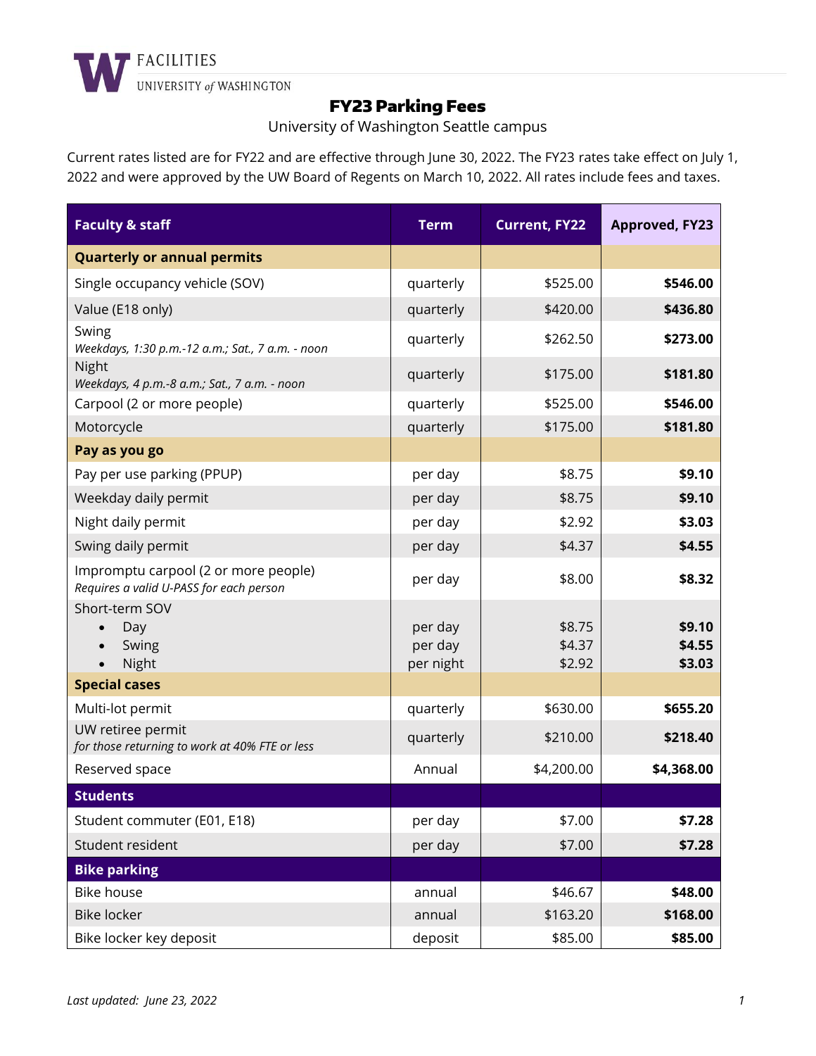FACILITIES
UNIVERSITY of WASHINGTON

# FY23 Parking Fees

University of Washington Seattle campus

Current rates listed are for FY22 and are effective through June 30, 2022. The FY23 rates take effect on July 1, 2022 and were approved by the UW Board of Regents on March 10, 2022. All rates include fees and taxes.

| Faculty & staff | Term | Current, FY22 | Approved, FY23 |
|---|---|---|---|
| **Quarterly or annual permits** | | | |
| Single occupancy vehicle (SOV) | quarterly | $525.00 | **$546.00** |
| Value (E18 only) | quarterly | $420.00 | **$436.80** |
| Swing<br>*Weekdays, 1:30 p.m.-12 a.m.; Sat., 7 a.m. - noon* | quarterly | $262.50 | **$273.00** |
| Night<br>*Weekdays, 4 p.m.-8 a.m.; Sat., 7 a.m. - noon* | quarterly | $175.00 | **$181.80** |
| Carpool (2 or more people) | quarterly | $525.00 | **$546.00** |
| Motorcycle | quarterly | $175.00 | **$181.80** |
| **Pay as you go** | | | |
| Pay per use parking (PPUP) | per day | $8.75 | **$9.10** |
| Weekday daily permit | per day | $8.75 | **$9.10** |
| Night daily permit | per day | $2.92 | **$3.03** |
| Swing daily permit | per day | $4.37 | **$4.55** |
| Impromptu carpool (2 or more people)<br>*Requires a valid U-PASS for each person* | per day | $8.00 | **$8.32** |
| Short-term SOV<br>• Day<br>• Swing<br>• Night | <br>per day<br>per day<br>per night | <br>$8.75<br>$4.37<br>$2.92 | <br>**$9.10**<br>**$4.55**<br>**$3.03** |
| **Special cases** | | | |
| Multi-lot permit | quarterly | $630.00 | **$655.20** |
| UW retiree permit<br>*for those returning to work at 40% FTE or less* | quarterly | $210.00 | **$218.40** |
| Reserved space | Annual | $4,200.00 | **$4,368.00** |
| **Students** | | | |
| Student commuter (E01, E18) | per day | $7.00 | **$7.28** |
| Student resident | per day | $7.00 | **$7.28** |
| **Bike parking** | | | |
| Bike house | annual | $46.67 | **$48.00** |
| Bike locker | annual | $163.20 | **$168.00** |
| Bike locker key deposit | deposit | $85.00 | **$85.00** |

*Last updated: June 23, 2022*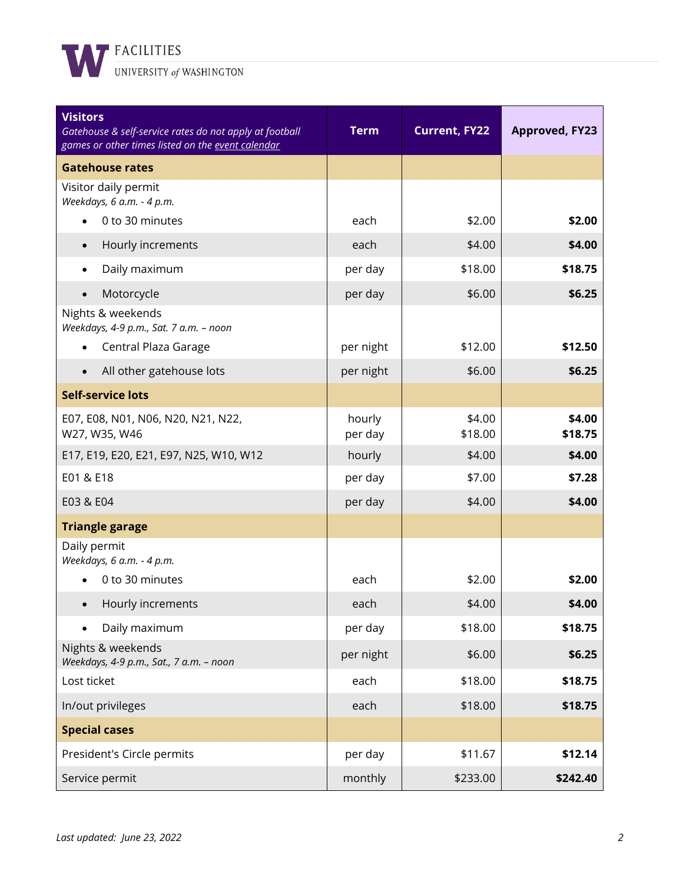FACILITIES
UNIVERSITY *of* WASHINGTON

| **Visitors**<br>*Gatehouse & self-service rates do not apply at football games or other times listed on the event calendar* | **Term** | **Current, FY22** | **Approved, FY23** |
|---|---|---|---|
| **Gatehouse rates** | | | |
| Visitor daily permit<br>*Weekdays, 6 a.m. - 4 p.m.* | | | |
| • 0 to 30 minutes | each | $2.00 | **$2.00** |
| • Hourly increments | each | $4.00 | **$4.00** |
| • Daily maximum | per day | $18.00 | **$18.75** |
| • Motorcycle | per day | $6.00 | **$6.25** |
| Nights & weekends<br>*Weekdays, 4-9 p.m., Sat. 7 a.m. – noon* | | | |
| • Central Plaza Garage | per night | $12.00 | **$12.50** |
| • All other gatehouse lots | per night | $6.00 | **$6.25** |
| **Self-service lots** | | | |
| E07, E08, N01, N06, N20, N21, N22, W27, W35, W46 | hourly<br>per day | $4.00<br>$18.00 | **$4.00**<br>**$18.75** |
| E17, E19, E20, E21, E97, N25, W10, W12 | hourly | $4.00 | **$4.00** |
| E01 & E18 | per day | $7.00 | **$7.28** |
| E03 & E04 | per day | $4.00 | **$4.00** |
| **Triangle garage** | | | |
| Daily permit<br>*Weekdays, 6 a.m. - 4 p.m.* | | | |
| • 0 to 30 minutes | each | $2.00 | **$2.00** |
| • Hourly increments | each | $4.00 | **$4.00** |
| • Daily maximum | per day | $18.00 | **$18.75** |
| Nights & weekends<br>*Weekdays, 4-9 p.m., Sat., 7 a.m. – noon* | per night | $6.00 | **$6.25** |
| Lost ticket | each | $18.00 | **$18.75** |
| In/out privileges | each | $18.00 | **$18.75** |
| **Special cases** | | | |
| President's Circle permits | per day | $11.67 | **$12.14** |
| Service permit | monthly | $233.00 | **$242.40** |

*Last updated: June 23, 2022*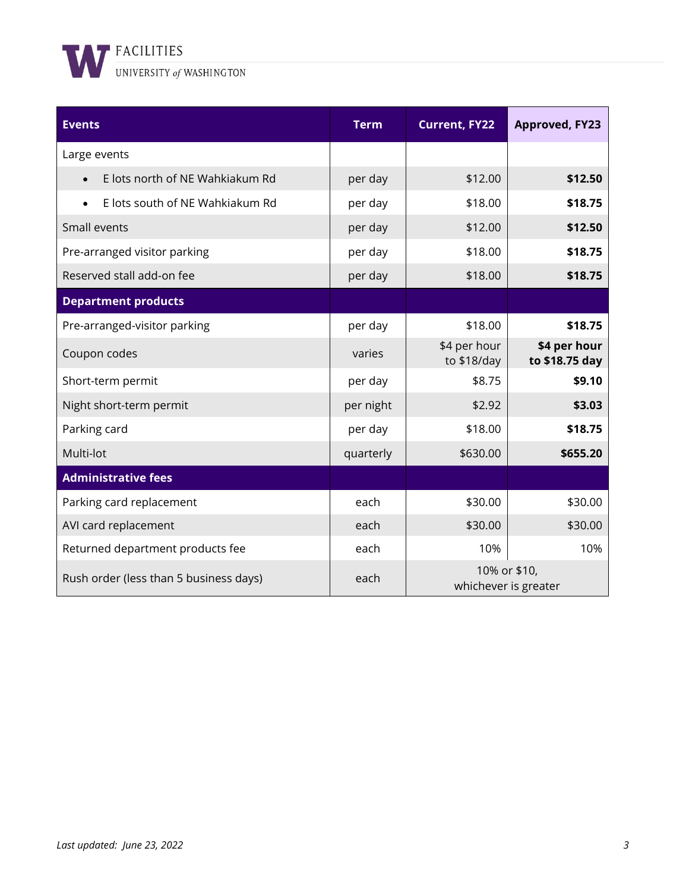| Events | Term | Current, FY22 | Approved, FY23 |
|---|---|---|---|
| Large events | | | |
| • E lots north of NE Wahkiakum Rd | per day | $12.00 | **$12.50** |
| • E lots south of NE Wahkiakum Rd | per day | $18.00 | **$18.75** |
| Small events | per day | $12.00 | **$12.50** |
| Pre-arranged visitor parking | per day | $18.00 | **$18.75** |
| Reserved stall add-on fee | per day | $18.00 | **$18.75** |
| **Department products** | | | |
| Pre-arranged-visitor parking | per day | $18.00 | **$18.75** |
| Coupon codes | varies | $4 per hour to $18/day | **$4 per hour to $18.75 day** |
| Short-term permit | per day | $8.75 | **$9.10** |
| Night short-term permit | per night | $2.92 | **$3.03** |
| Parking card | per day | $18.00 | **$18.75** |
| Multi-lot | quarterly | $630.00 | **$655.20** |
| **Administrative fees** | | | |
| Parking card replacement | each | $30.00 | $30.00 |
| AVI card replacement | each | $30.00 | $30.00 |
| Returned department products fee | each | 10% | 10% |
| Rush order (less than 5 business days) | each | 10% or $10, whichever is greater | |

*Last updated: June 23, 2022*